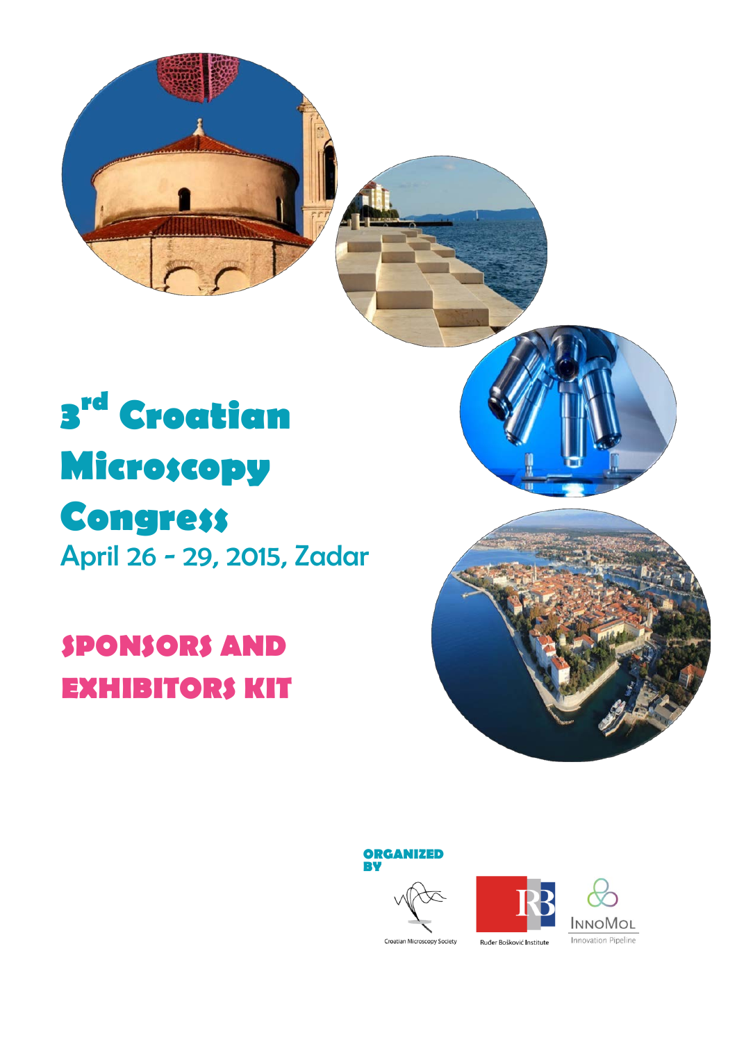# 3rd Croatian Microscopy Congress

April 26 - 29, 2015, Zadar

## SPONSORS AND EXHIBITORS KIT

ORGANIZED BY

Croatian Microscopy Society

Ruđer Bošković Institute

INNOMOL Innovation Pipeline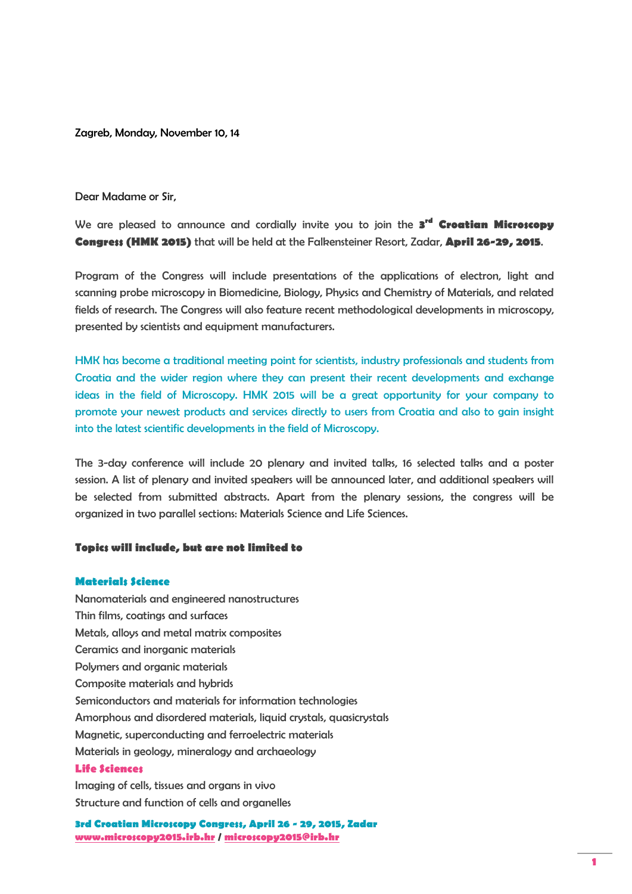Zagreb, Monday, November 10, 14

Dear Madame or Sir,

We are pleased to announce and cordially invite you to join the **3rd Croatian Microscopy Congress (HMK 2015)** that will be held at the Falkensteiner Resort, Zadar, **April 26-29, 2015**.

Program of the Congress will include presentations of the applications of electron, light and scanning probe microscopy in Biomedicine, Biology, Physics and Chemistry of Materials, and related fields of research. The Congress will also feature recent methodological developments in microscopy, presented by scientists and equipment manufacturers.

HMK has become a traditional meeting point for scientists, industry professionals and students from Croatia and the wider region where they can present their recent developments and exchange ideas in the field of Microscopy. HMK 2015 will be a great opportunity for your company to promote your newest products and services directly to users from Croatia and also to gain insight into the latest scientific developments in the field of Microscopy.

The 3-day conference will include 20 plenary and invited talks, 16 selected talks and a poster session. A list of plenary and invited speakers will be announced later, and additional speakers will be selected from submitted abstracts. Apart from the plenary sessions, the congress will be organized in two parallel sections: Materials Science and Life Sciences.

**Topics will include, but are not limited to**

**Materials Science**

Nanomaterials and engineered nanostructures
Thin films, coatings and surfaces
Metals, alloys and metal matrix composites
Ceramics and inorganic materials
Polymers and organic materials
Composite materials and hybrids
Semiconductors and materials for information technologies
Amorphous and disordered materials, liquid crystals, quasicrystals
Magnetic, superconducting and ferroelectric materials
Materials in geology, mineralogy and archaeology

**Life Sciences**

Imaging of cells, tissues and organs in vivo
Structure and function of cells and organelles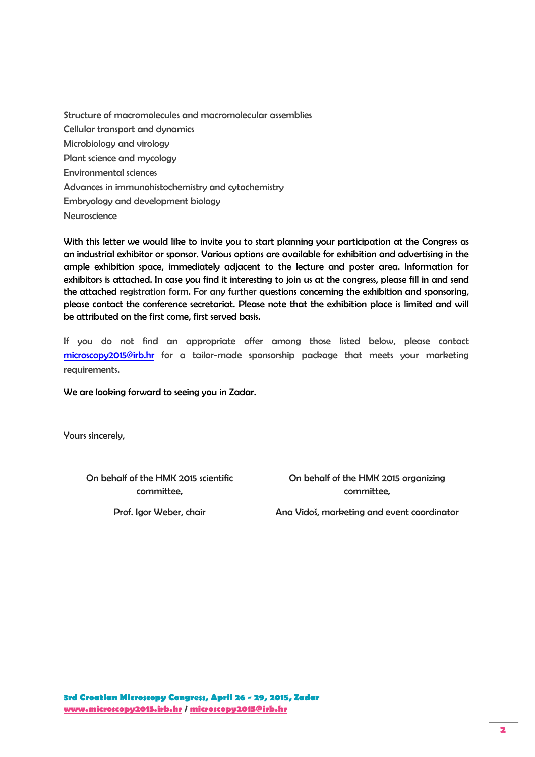Structure of macromolecules and macromolecular assemblies
Cellular transport and dynamics
Microbiology and virology
Plant science and mycology
Environmental sciences
Advances in immunohistochemistry and cytochemistry
Embryology and development biology
Neuroscience

With this letter we would like to invite you to start planning your participation at the Congress as an industrial exhibitor or sponsor. Various options are available for exhibition and advertising in the ample exhibition space, immediately adjacent to the lecture and poster area. Information for exhibitors is attached. In case you find it interesting to join us at the congress, please fill in and send the attached registration form. For any further questions concerning the exhibition and sponsoring, please contact the conference secretariat. Please note that the exhibition place is limited and will be attributed on the first come, first served basis.

If you do not find an appropriate offer among those listed below, please contact microscopy2015@irb.hr for a tailor-made sponsorship package that meets your marketing requirements.

We are looking forward to seeing you in Zadar.

Yours sincerely,

On behalf of the HMK 2015 scientific committee,

Prof. Igor Weber, chair

On behalf of the HMK 2015 organizing committee,

Ana Vidoš, marketing and event coordinator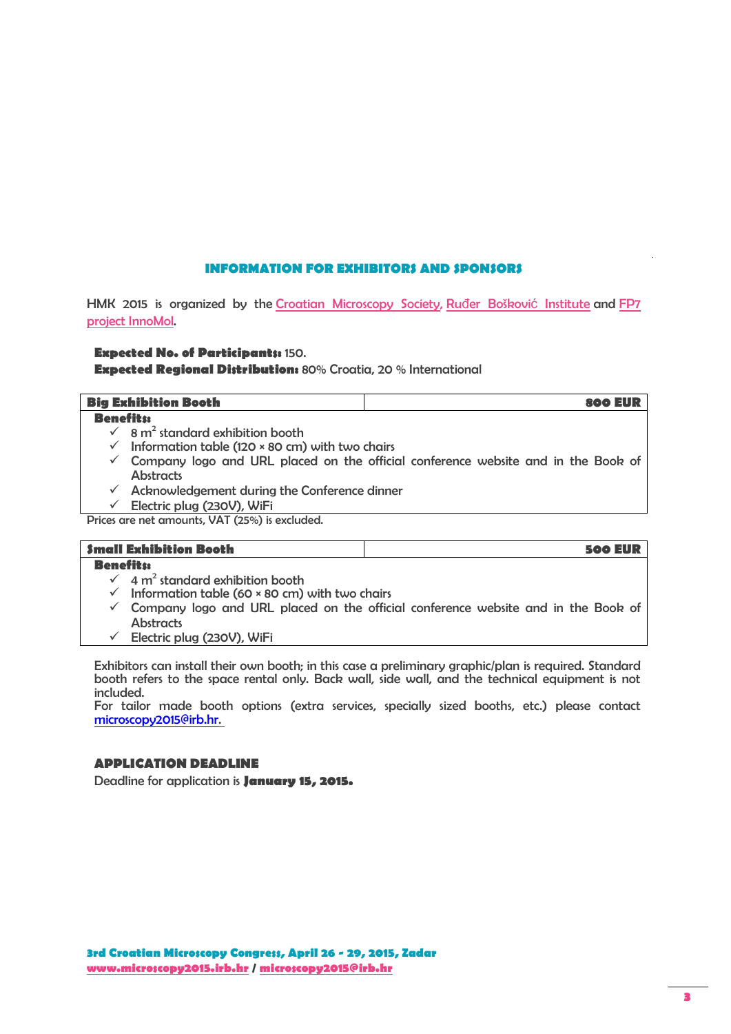## INFORMATION FOR EXHIBITORS AND SPONSORS

HMK 2015 is organized by the Croatian Microscopy Society, Ruđer Bošković Institute and FP7 project InnoMol.

**Expected No. of Participants:** 150.
**Expected Regional Distribution:** 80% Croatia, 20 % International

| **Big Exhibition Booth** | **800 EUR** |
|---|---|

**Benefits:**

- ✓ 8 $m^2$ standard exhibition booth
- ✓ Information table (120 × 80 cm) with two chairs
- ✓ Company logo and URL placed on the official conference website and in the Book of Abstracts
- ✓ Acknowledgement during the Conference dinner
- ✓ Electric plug (230V), WiFi

Prices are net amounts, VAT (25%) is excluded.

| **Small Exhibition Booth** | **500 EUR** |
|---|---|

**Benefits:**

- ✓ 4 $m^2$ standard exhibition booth
- ✓ Information table (60 × 80 cm) with two chairs
- ✓ Company logo and URL placed on the official conference website and in the Book of Abstracts
- ✓ Electric plug (230V), WiFi

Exhibitors can install their own booth; in this case a preliminary graphic/plan is required. Standard booth refers to the space rental only. Back wall, side wall, and the technical equipment is not included.
For tailor made booth options (extra services, specially sized booths, etc.) please contact microscopy2015@irb.hr.

## APPLICATION DEADLINE

Deadline for application is **January 15, 2015.**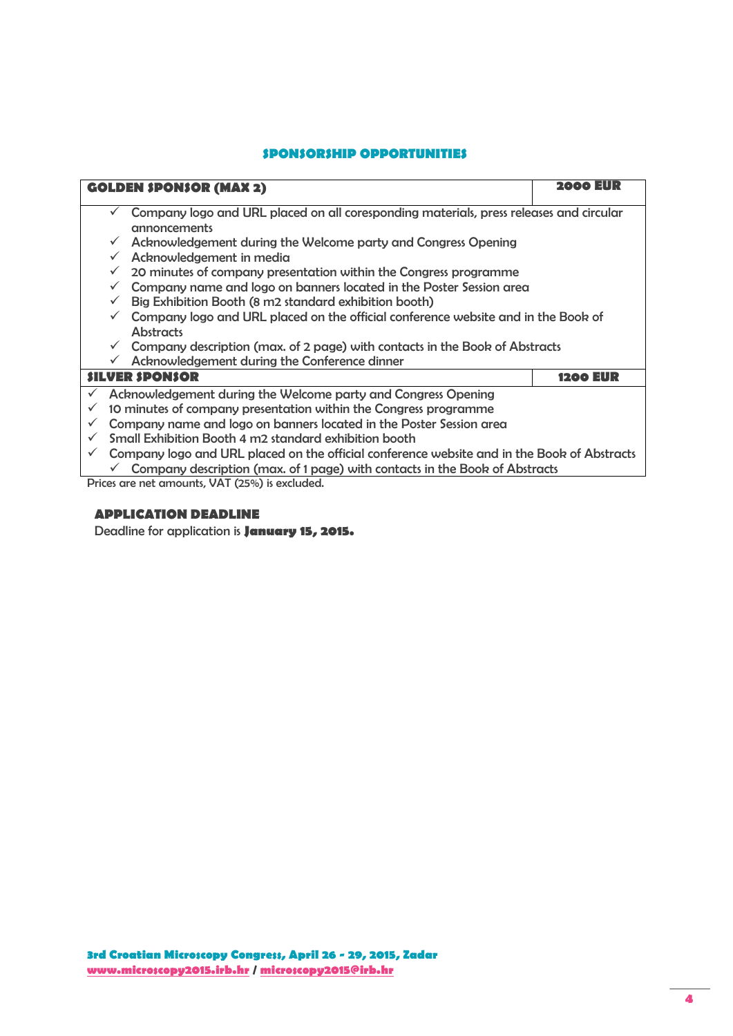## SPONSORSHIP OPPORTUNITIES

| **GOLDEN SPONSOR (MAX 2)** | **2000 EUR** |
|---|---|
| ✓ Company logo and URL placed on all coresponding materials, press releases and circular annoncements<br>✓ Acknowledgement during the Welcome party and Congress Opening<br>✓ Acknowledgement in media<br>✓ 20 minutes of company presentation within the Congress programme<br>✓ Company name and logo on banners located in the Poster Session area<br>✓ Big Exhibition Booth (8 m2 standard exhibition booth)<br>✓ Company logo and URL placed on the official conference website and in the Book of Abstracts<br>✓ Company description (max. of 2 page) with contacts in the Book of Abstracts<br>✓ Acknowledgement during the Conference dinner | |
| **SILVER SPONSOR** | **1200 EUR** |
| ✓ Acknowledgement during the Welcome party and Congress Opening<br>✓ 10 minutes of company presentation within the Congress programme<br>✓ Company name and logo on banners located in the Poster Session area<br>✓ Small Exhibition Booth 4 m2 standard exhibition booth<br>✓ Company logo and URL placed on the official conference website and in the Book of Abstracts<br>✓ Company description (max. of 1 page) with contacts in the Book of Abstracts | |

Prices are net amounts, VAT (25%) is excluded.

### APPLICATION DEADLINE

Deadline for application is **January 15, 2015.**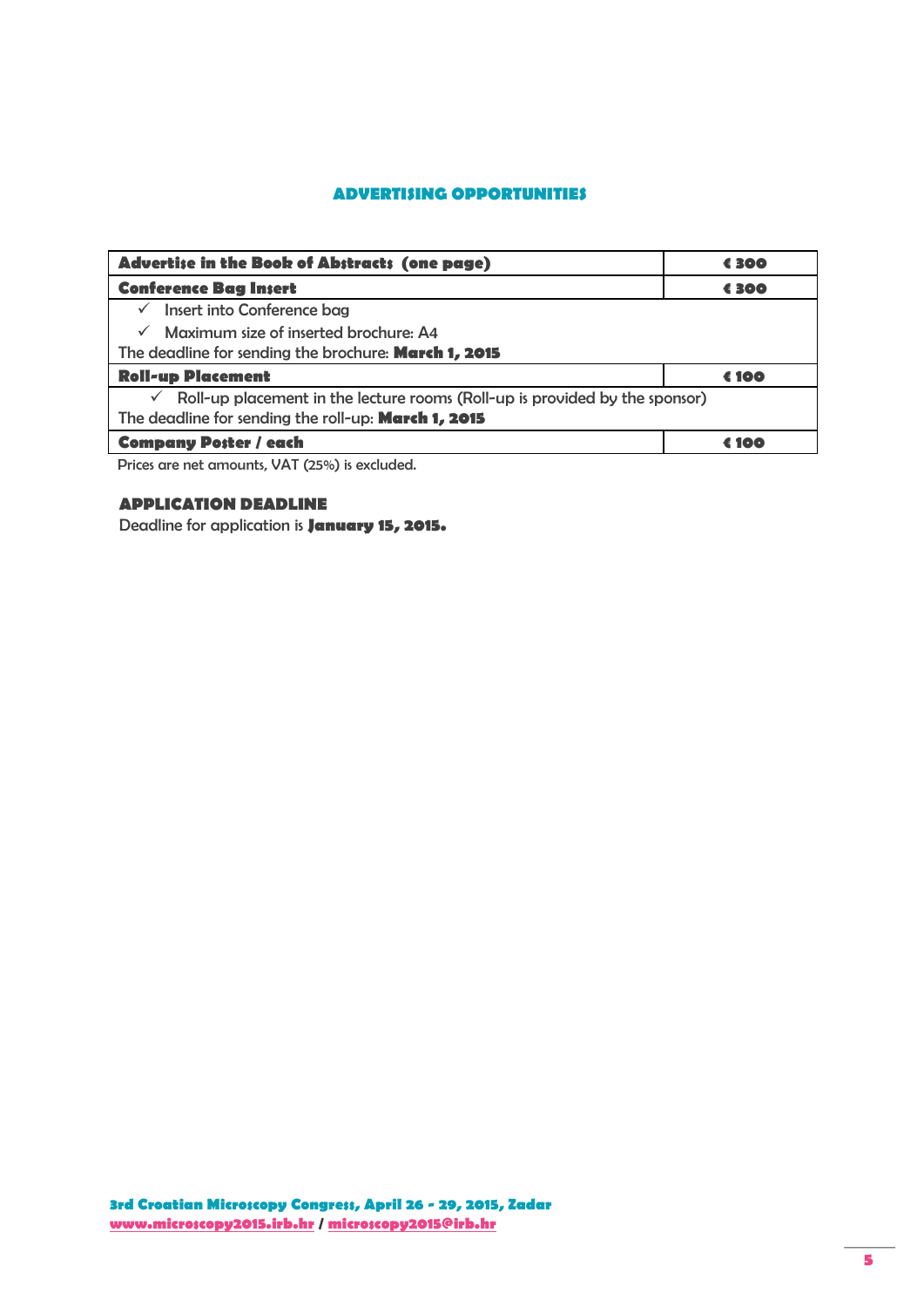## ADVERTISING OPPORTUNITIES

| **Advertise in the Book of Abstracts (one page)** | **€ 300** |
|---|---|
| **Conference Bag Insert** | **€ 300** |
| ✓ Insert into Conference bag<br>✓ Maximum size of inserted brochure: A4<br>The deadline for sending the brochure: **March 1, 2015** | |
| **Roll-up Placement** | **€ 100** |
| ✓ Roll-up placement in the lecture rooms (Roll-up is provided by the sponsor)<br>The deadline for sending the roll-up: **March 1, 2015** | |
| **Company Poster / each** | **€ 100** |

Prices are net amounts, VAT (25%) is excluded.

**APPLICATION DEADLINE**

Deadline for application is **January 15, 2015.**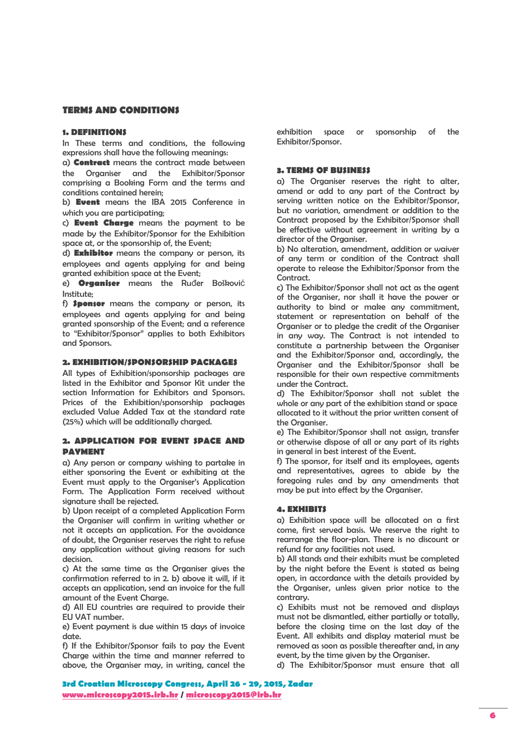## TERMS AND CONDITIONS

### 1. DEFINITIONS

In These terms and conditions, the following expressions shall have the following meanings:

a) **Contract** means the contract made between the Organiser and the Exhibitor/Sponsor comprising a Booking Form and the terms and conditions contained herein;

b) **Event** means the IBA 2015 Conference in which you are participating;

c) **Event Charge** means the payment to be made by the Exhibitor/Sponsor for the Exhibition space at, or the sponsorship of, the Event;

d) **Exhibitor** means the company or person, its employees and agents applying for and being granted exhibition space at the Event;

e) **Organiser** means the Ruđer Bošković Institute;

f) **Sponsor** means the company or person, its employees and agents applying for and being granted sponsorship of the Event; and a reference to "Exhibitor/Sponsor" applies to both Exhibitors and Sponsors.

### 2. EXHIBITION/SPONSORSHIP PACKAGES

All types of Exhibition/sponsorship packages are listed in the Exhibitor and Sponsor Kit under the section Information for Exhibitors and Sponsors. Prices of the Exhibition/sponsorship packages excluded Value Added Tax at the standard rate (25%) which will be additionally charged.

### 2. APPLICATION FOR EVENT SPACE AND PAYMENT

a) Any person or company wishing to partake in either sponsoring the Event or exhibiting at the Event must apply to the Organiser's Application Form. The Application Form received without signature shall be rejected.

b) Upon receipt of a completed Application Form the Organiser will confirm in writing whether or not it accepts an application. For the avoidance of doubt, the Organiser reserves the right to refuse any application without giving reasons for such decision.

c) At the same time as the Organiser gives the confirmation referred to in 2. b) above it will, if it accepts an application, send an invoice for the full amount of the Event Charge.

d) All EU countries are required to provide their EU VAT number.

e) Event payment is due within 15 days of invoice date.

f) If the Exhibitor/Sponsor fails to pay the Event Charge within the time and manner referred to above, the Organiser may, in writing, cancel the exhibition space or sponsorship of the Exhibitor/Sponsor.

### 3. TERMS OF BUSINESS

a) The Organiser reserves the right to alter, amend or add to any part of the Contract by serving written notice on the Exhibitor/Sponsor, but no variation, amendment or addition to the Contract proposed by the Exhibitor/Sponsor shall be effective without agreement in writing by a director of the Organiser.

b) No alteration, amendment, addition or waiver of any term or condition of the Contract shall operate to release the Exhibitor/Sponsor from the Contract.

c) The Exhibitor/Sponsor shall not act as the agent of the Organiser, nor shall it have the power or authority to bind or make any commitment, statement or representation on behalf of the Organiser or to pledge the credit of the Organiser in any way. The Contract is not intended to constitute a partnership between the Organiser and the Exhibitor/Sponsor and, accordingly, the Organiser and the Exhibitor/Sponsor shall be responsible for their own respective commitments under the Contract.

d) The Exhibitor/Sponsor shall not sublet the whole or any part of the exhibition stand or space allocated to it without the prior written consent of the Organiser.

e) The Exhibitor/Sponsor shall not assign, transfer or otherwise dispose of all or any part of its rights in general in best interest of the Event.

f) The sponsor, for itself and its employees, agents and representatives, agrees to abide by the foregoing rules and by any amendments that may be put into effect by the Organiser.

### 4. EXHIBITS

a) Exhibition space will be allocated on a first come, first served basis. We reserve the right to rearrange the floor-plan. There is no discount or refund for any facilities not used.

b) All stands and their exhibits must be completed by the night before the Event is stated as being open, in accordance with the details provided by the Organiser, unless given prior notice to the contrary.

c) Exhibits must not be removed and displays must not be dismantled, either partially or totally, before the closing time on the last day of the Event. All exhibits and display material must be removed as soon as possible thereafter and, in any event, by the time given by the Organiser.

d) The Exhibitor/Sponsor must ensure that all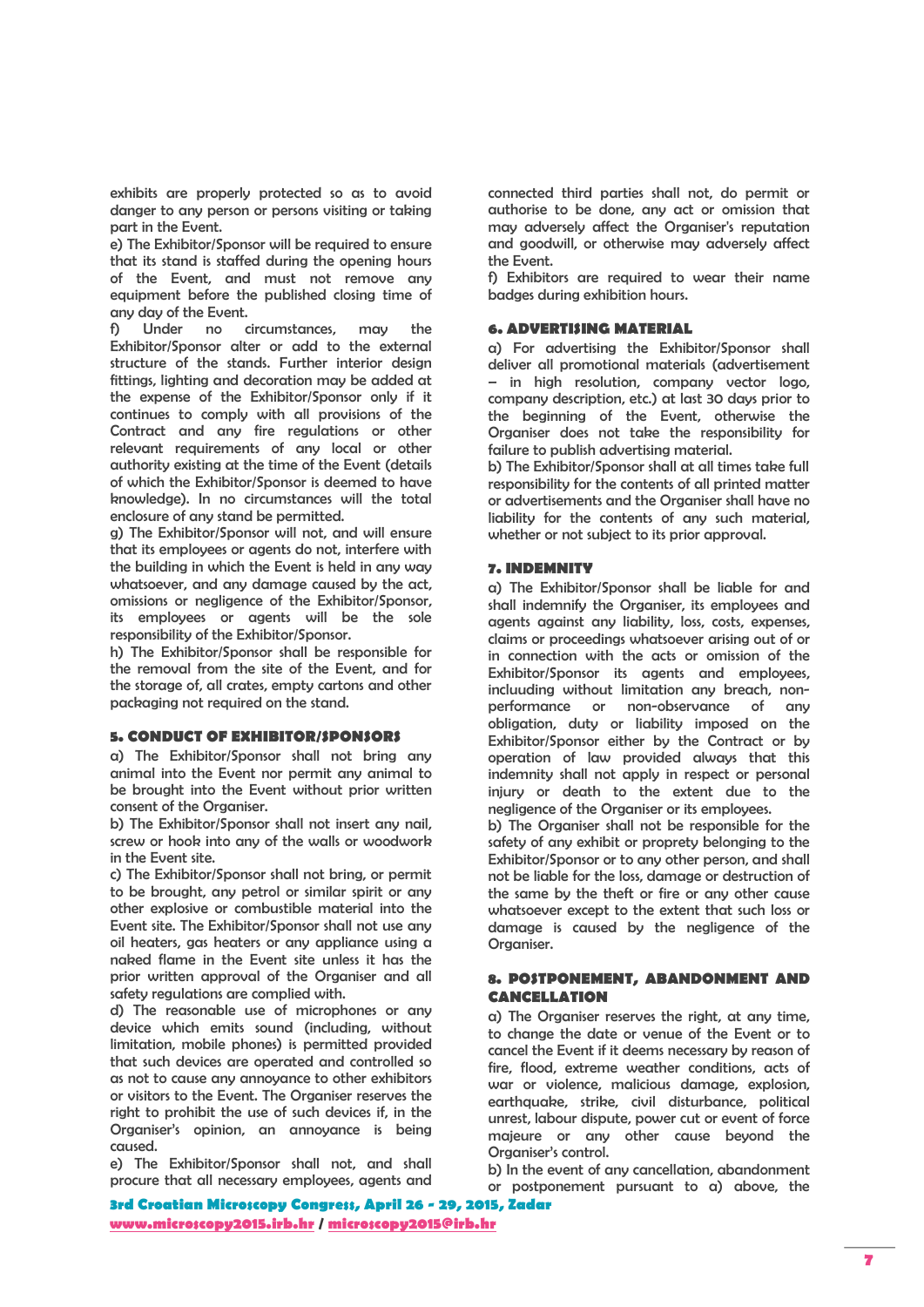exhibits are properly protected so as to avoid danger to any person or persons visiting or taking part in the Event.

e) The Exhibitor/Sponsor will be required to ensure that its stand is staffed during the opening hours of the Event, and must not remove any equipment before the published closing time of any day of the Event.

f) Under no circumstances, may the Exhibitor/Sponsor alter or add to the external structure of the stands. Further interior design fittings, lighting and decoration may be added at the expense of the Exhibitor/Sponsor only if it continues to comply with all provisions of the Contract and any fire regulations or other relevant requirements of any local or other authority existing at the time of the Event (details of which the Exhibitor/Sponsor is deemed to have knowledge). In no circumstances will the total enclosure of any stand be permitted.

g) The Exhibitor/Sponsor will not, and will ensure that its employees or agents do not, interfere with the building in which the Event is held in any way whatsoever, and any damage caused by the act, omissions or negligence of the Exhibitor/Sponsor, its employees or agents will be the sole responsibility of the Exhibitor/Sponsor.

h) The Exhibitor/Sponsor shall be responsible for the removal from the site of the Event, and for the storage of, all crates, empty cartons and other packaging not required on the stand.

## 5. CONDUCT OF EXHIBITOR/SPONSORS

a) The Exhibitor/Sponsor shall not bring any animal into the Event nor permit any animal to be brought into the Event without prior written consent of the Organiser.

b) The Exhibitor/Sponsor shall not insert any nail, screw or hook into any of the walls or woodwork in the Event site.

c) The Exhibitor/Sponsor shall not bring, or permit to be brought, any petrol or similar spirit or any other explosive or combustible material into the Event site. The Exhibitor/Sponsor shall not use any oil heaters, gas heaters or any appliance using a naked flame in the Event site unless it has the prior written approval of the Organiser and all safety regulations are complied with.

d) The reasonable use of microphones or any device which emits sound (including, without limitation, mobile phones) is permitted provided that such devices are operated and controlled so as not to cause any annoyance to other exhibitors or visitors to the Event. The Organiser reserves the right to prohibit the use of such devices if, in the Organiser's opinion, an annoyance is being caused.

e) The Exhibitor/Sponsor shall not, and shall procure that all necessary employees, agents and connected third parties shall not, do permit or authorise to be done, any act or omission that may adversely affect the Organiser's reputation and goodwill, or otherwise may adversely affect the Event.

f) Exhibitors are required to wear their name badges during exhibition hours.

## 6. ADVERTISING MATERIAL

a) For advertising the Exhibitor/Sponsor shall deliver all promotional materials (advertisement – in high resolution, company vector logo, company description, etc.) at last 30 days prior to the beginning of the Event, otherwise the Organiser does not take the responsibility for failure to publish advertising material.

b) The Exhibitor/Sponsor shall at all times take full responsibility for the contents of all printed matter or advertisements and the Organiser shall have no liability for the contents of any such material, whether or not subject to its prior approval.

## 7. INDEMNITY

a) The Exhibitor/Sponsor shall be liable for and shall indemnify the Organiser, its employees and agents against any liability, loss, costs, expenses, claims or proceedings whatsoever arising out of or in connection with the acts or omission of the Exhibitor/Sponsor its agents and employees, incluuding without limitation any breach, non-performance or non-observance of any obligation, duty or liability imposed on the Exhibitor/Sponsor either by the Contract or by operation of law provided always that this indemnity shall not apply in respect or personal injury or death to the extent due to the negligence of the Organiser or its employees.

b) The Organiser shall not be responsible for the safety of any exhibit or proprety belonging to the Exhibitor/Sponsor or to any other person, and shall not be liable for the loss, damage or destruction of the same by the theft or fire or any other cause whatsoever except to the extent that such loss or damage is caused by the negligence of the Organiser.

## 8. POSTPONEMENT, ABANDONMENT AND CANCELLATION

a) The Organiser reserves the right, at any time, to change the date or venue of the Event or to cancel the Event if it deems necessary by reason of fire, flood, extreme weather conditions, acts of war or violence, malicious damage, explosion, earthquake, strike, civil disturbance, political unrest, labour dispute, power cut or event of force majeure or any other cause beyond the Organiser's control.

b) In the event of any cancellation, abandonment or postponement pursuant to a) above, the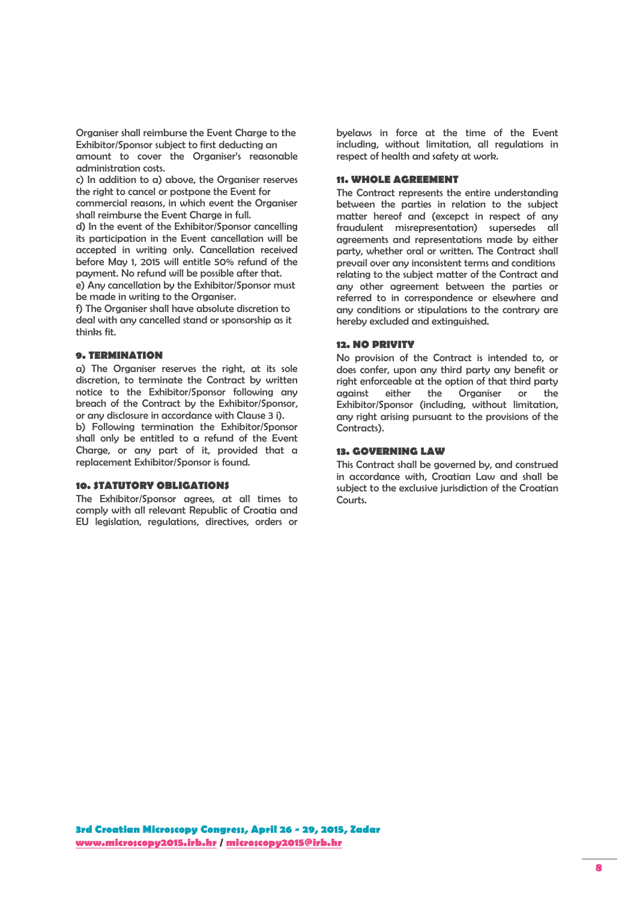Organiser shall reimburse the Event Charge to the Exhibitor/Sponsor subject to first deducting an amount to cover the Organiser's reasonable administration costs.

c) In addition to a) above, the Organiser reserves the right to cancel or postpone the Event for commercial reasons, in which event the Organiser shall reimburse the Event Charge in full.

d) In the event of the Exhibitor/Sponsor cancelling its participation in the Event cancellation will be accepted in writing only. Cancellation received before May 1, 2015 will entitle 50% refund of the payment. No refund will be possible after that.

e) Any cancellation by the Exhibitor/Sponsor must be made in writing to the Organiser.

f) The Organiser shall have absolute discretion to deal with any cancelled stand or sponsorship as it thinks fit.

## 9. TERMINATION

a) The Organiser reserves the right, at its sole discretion, to terminate the Contract by written notice to the Exhibitor/Sponsor following any breach of the Contract by the Exhibitor/Sponsor, or any disclosure in accordance with Clause 3 i).

b) Following termination the Exhibitor/Sponsor shall only be entitled to a refund of the Event Charge, or any part of it, provided that a replacement Exhibitor/Sponsor is found.

## 10. STATUTORY OBLIGATIONS

The Exhibitor/Sponsor agrees, at all times to comply with all relevant Republic of Croatia and EU legislation, regulations, directives, orders or byelaws in force at the time of the Event including, without limitation, all regulations in respect of health and safety at work.

## 11. WHOLE AGREEMENT

The Contract represents the entire understanding between the parties in relation to the subject matter hereof and (excecpt in respect of any fraudulent misrepresentation) supersedes all agreements and representations made by either party, whether oral or written. The Contract shall prevail over any inconsistent terms and conditions relating to the subject matter of the Contract and any other agreement between the parties or referred to in correspondence or elsewhere and any conditions or stipulations to the contrary are hereby excluded and extinguished.

## 12. NO PRIVITY

No provision of the Contract is intended to, or does confer, upon any third party any benefit or right enforceable at the option of that third party against either the Organiser or the Exhibitor/Sponsor (including, without limitation, any right arising pursuant to the provisions of the Contracts).

## 13. GOVERNING LAW

This Contract shall be governed by, and construed in accordance with, Croatian Law and shall be subject to the exclusive jurisdiction of the Croatian Courts.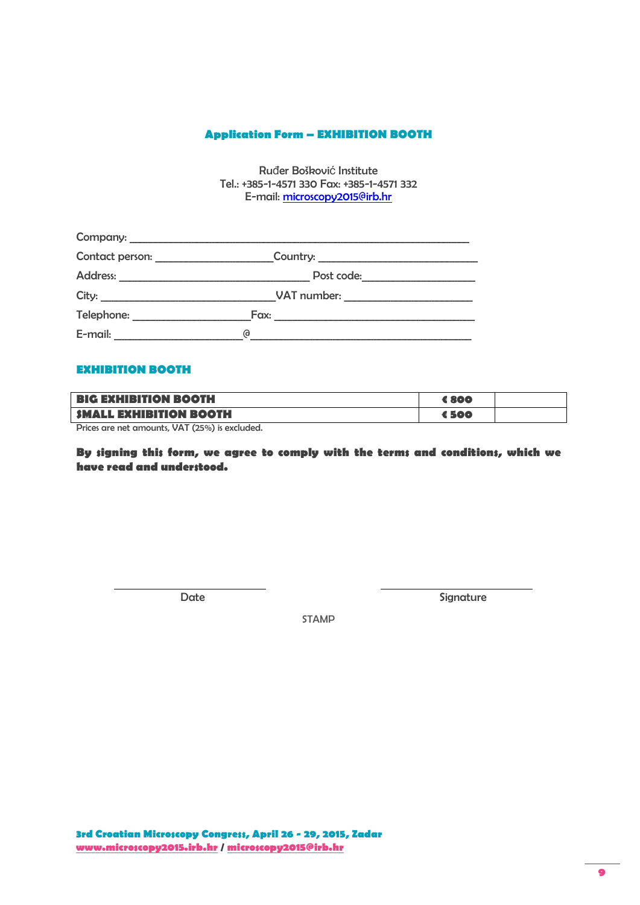## Application Form – EXHIBITION BOOTH

Ruđer Bošković Institute
Tel.: +385-1-4571 330 Fax: +385-1-4571 332
E-mail: microscopy2015@irb.hr

Company: ________________________________________________________________

Contact person: ______________________Country: ______________________________

Address: ____________________________________ Post code:______________________

City: ________________________________VAT number: ________________________

Telephone: ______________________Fax: ______________________________________

E-mail: ________________________@____________________________________________

### EXHIBITION BOOTH

| | | |
|---|---|---|
| **BIG EXHIBITION BOOTH** | **€ 800** | |
| **SMALL EXHIBITION BOOTH** | **€ 500** | |

Prices are net amounts, VAT (25%) is excluded.

**By signing this form, we agree to comply with the terms and conditions, which we have read and understood.**

______________________ ______________________

Date Signature

STAMP

**3rd Croatian Microscopy Congress, April 26 - 29, 2015, Zadar**
**www.microscopy2015.irb.hr / microscopy2015@irb.hr**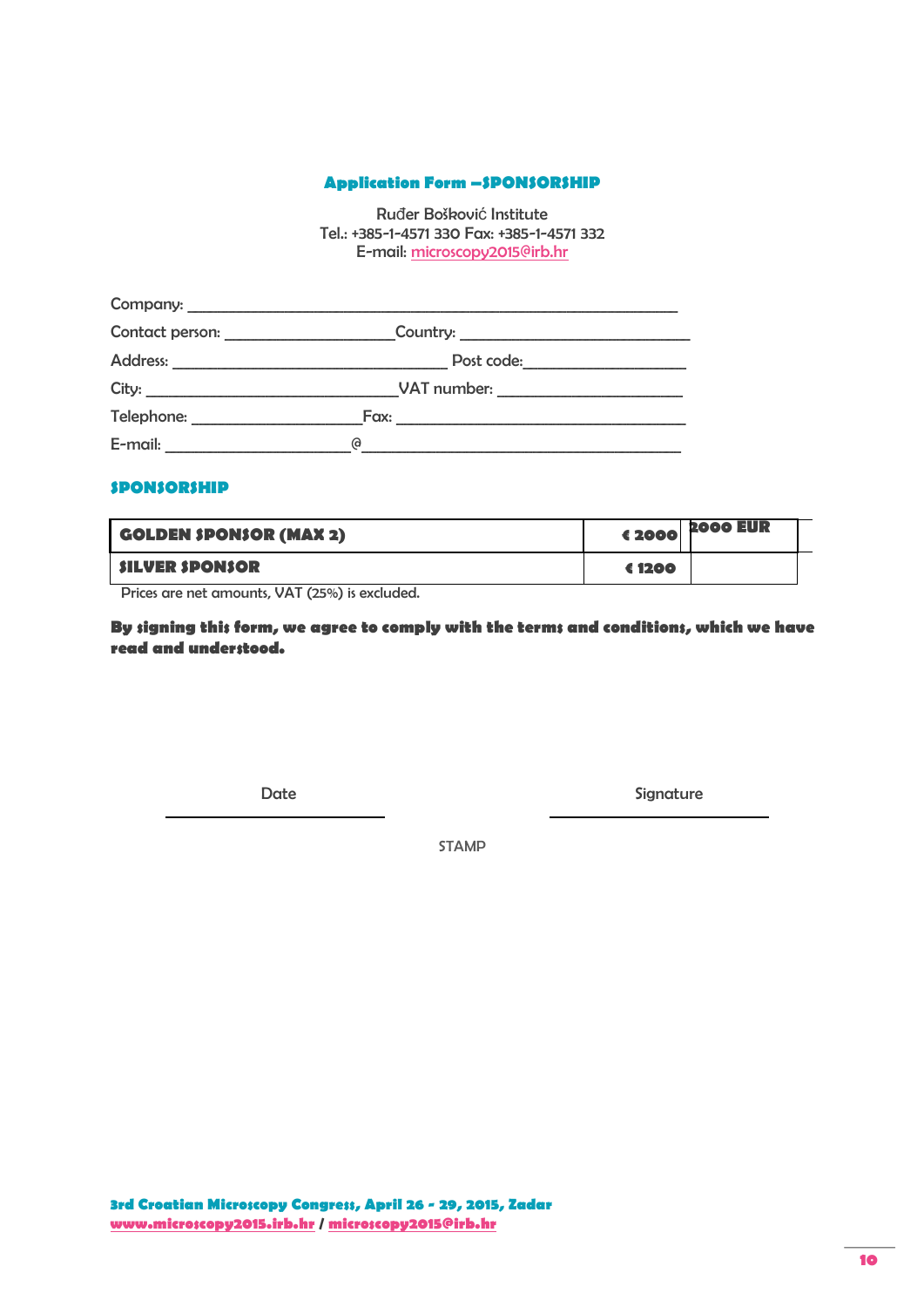**Application Form –SPONSORSHIP**

Ruđer Bošković Institute
Tel.: +385-1-4571 330 Fax: +385-1-4571 332
E-mail: microscopy2015@irb.hr

Company: ________________________________________________________________

Contact person: ______________________Country: ______________________________

Address: ____________________________________ Post code:_____________________

City: _________________________________VAT number: ________________________

Telephone: ______________________Fax: ______________________________________

E-mail: ________________________@__________________________________________

## SPONSORSHIP

| | | |
|---|---|---|
| **GOLDEN SPONSOR (MAX 2)** | **€ 2000** | **2000 EUR** |
| **SILVER SPONSOR** | **€ 1200** | |

Prices are net amounts, VAT (25%) is excluded.

**By signing this form, we agree to comply with the terms and conditions, which we have read and understood.**

Date ______________________ Signature ______________________

STAMP

**3rd Croatian Microscopy Congress, April 26 - 29, 2015, Zadar**
**www.microscopy2015.irb.hr / microscopy2015@irb.hr**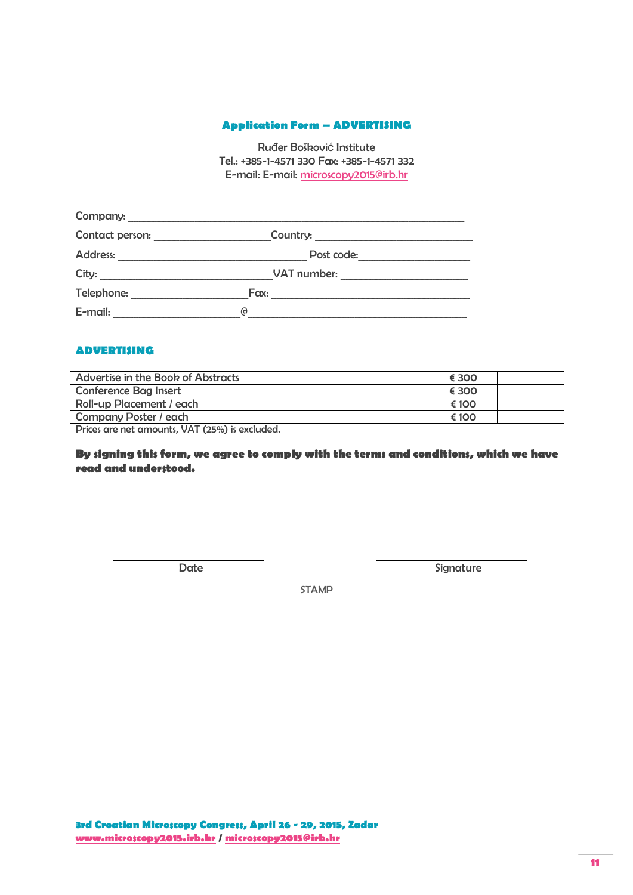## Application Form – ADVERTISING

Ruđer Bošković Institute
Tel.: +385-1-4571 330 Fax: +385-1-4571 332
E-mail: E-mail: microscopy2015@irb.hr

Company: ___________________________________________________________

Contact person: ____________________Country: ___________________________

Address: _________________________________ Post code:___________________

City: ______________________________VAT number: ______________________

Telephone: ____________________Fax: ___________________________________

E-mail: ______________________@______________________________________

## ADVERTISING

| | | |
|---|---|---|
| Advertise in the Book of Abstracts | € 300 | |
| Conference Bag Insert | € 300 | |
| Roll-up Placement / each | € 100 | |
| Company Poster / each | € 100 | |

Prices are net amounts, VAT (25%) is excluded.

**By signing this form, we agree to comply with the terms and conditions, which we have read and understood.**

_________________________ Date

_________________________ Signature

STAMP

**3rd Croatian Microscopy Congress, April 26 - 29, 2015, Zadar**
**www.microscopy2015.irb.hr / microscopy2015@irb.hr**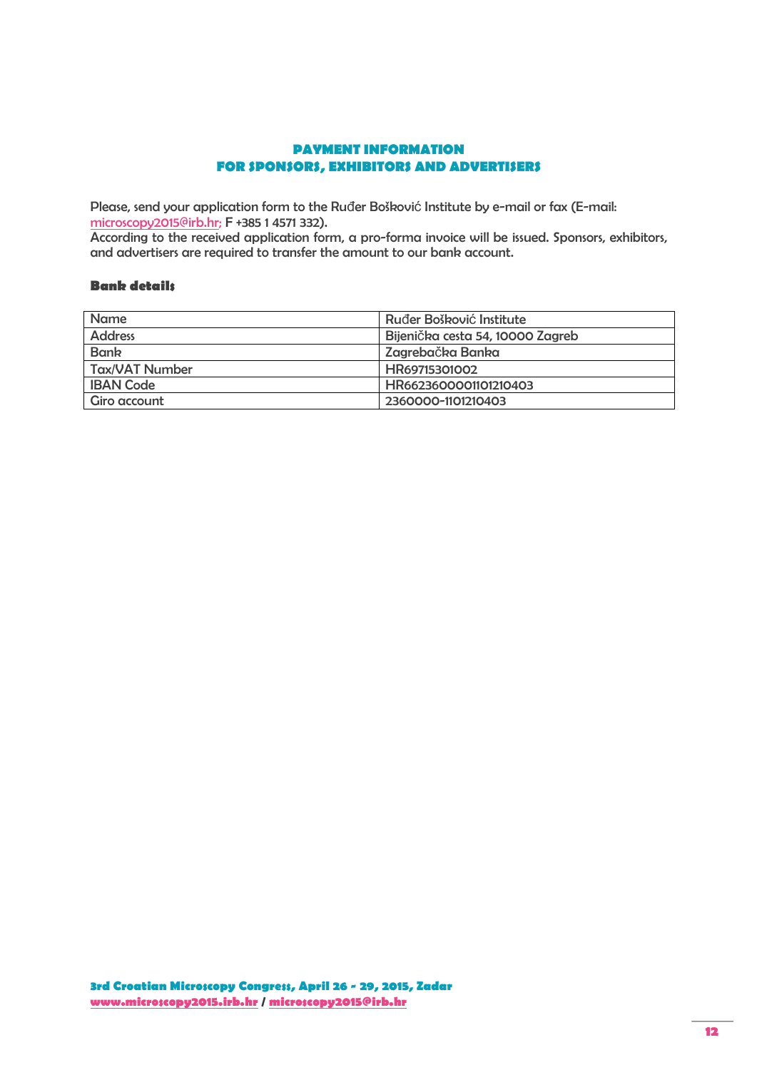## PAYMENT INFORMATION
## FOR SPONSORS, EXHIBITORS AND ADVERTISERS

Please, send your application form to the Ruđer Bošković Institute by e-mail or fax (E-mail: microscopy2015@irb.hr; F +385 1 4571 332).
According to the received application form, a pro-forma invoice will be issued. Sponsors, exhibitors, and advertisers are required to transfer the amount to our bank account.

### Bank details

| | |
|---|---|
| Name | Ruđer Bošković Institute |
| Address | Bijenička cesta 54, 10000 Zagreb |
| Bank | Zagrebačka Banka |
| Tax/VAT Number | HR69715301002 |
| IBAN Code | HR6623600001101210403 |
| Giro account | 2360000-1101210403 |